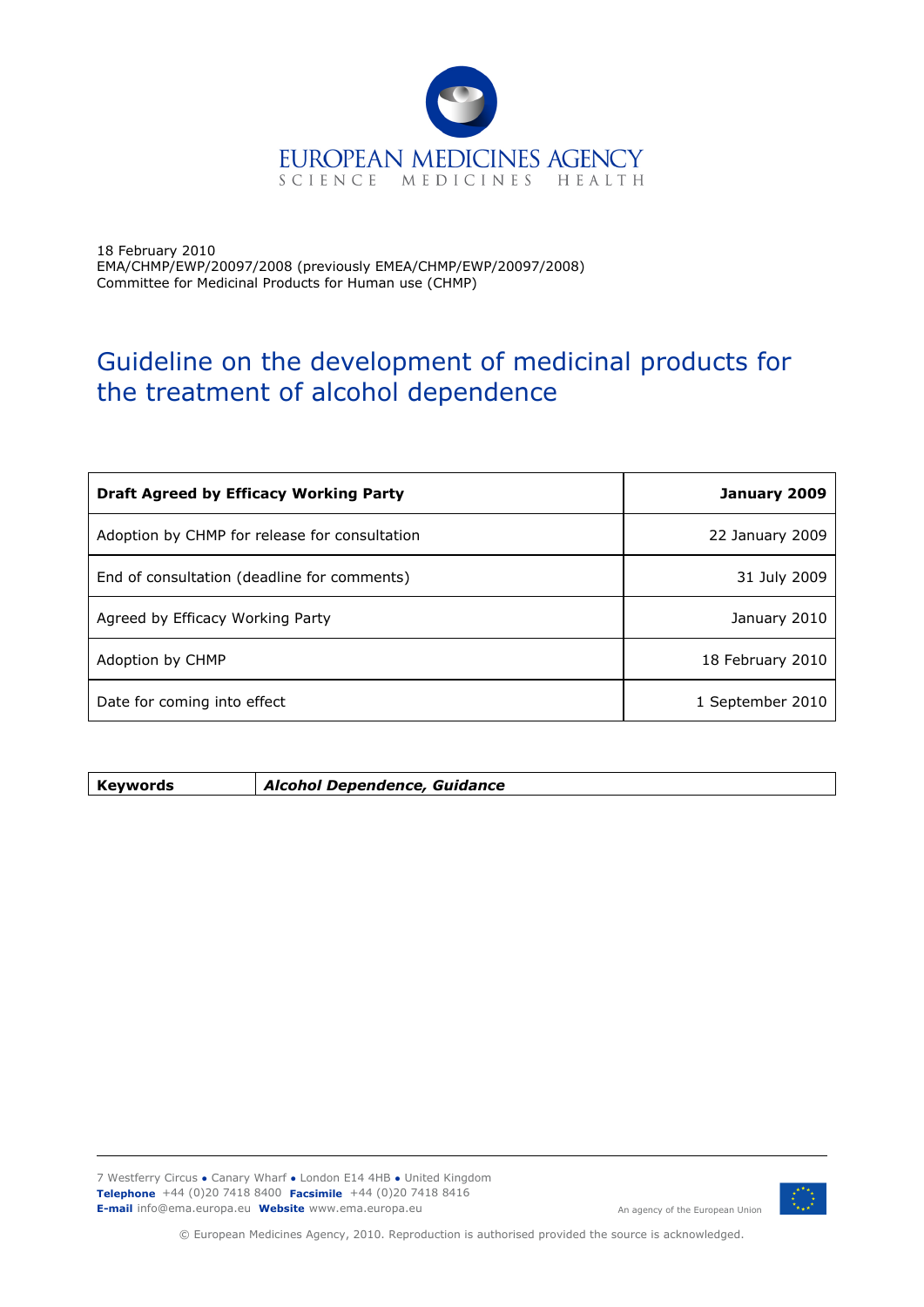EUROPEAN MEDICINES AGENCY
SCIENCE MEDICINES HEALTH

18 February 2010
EMA/CHMP/EWP/20097/2008 (previously EMEA/CHMP/EWP/20097/2008)
Committee for Medicinal Products for Human use (CHMP)

# Guideline on the development of medicinal products for the treatment of alcohol dependence

| **Draft Agreed by Efficacy Working Party** | **January 2009** |
|---|---|
| Adoption by CHMP for release for consultation | 22 January 2009 |
| End of consultation (deadline for comments) | 31 July 2009 |
| Agreed by Efficacy Working Party | January 2010 |
| Adoption by CHMP | 18 February 2010 |
| Date for coming into effect | 1 September 2010 |

| **Keywords** | ***Alcohol Dependence, Guidance*** |
|---|---|

7 Westferry Circus • Canary Wharf • London E14 4HB • United Kingdom
**Telephone** +44 (0)20 7418 8400 **Facsimile** +44 (0)20 7418 8416
**E-mail** info@ema.europa.eu **Website** www.ema.europa.eu

An agency of the European Union

© European Medicines Agency, 2010. Reproduction is authorised provided the source is acknowledged.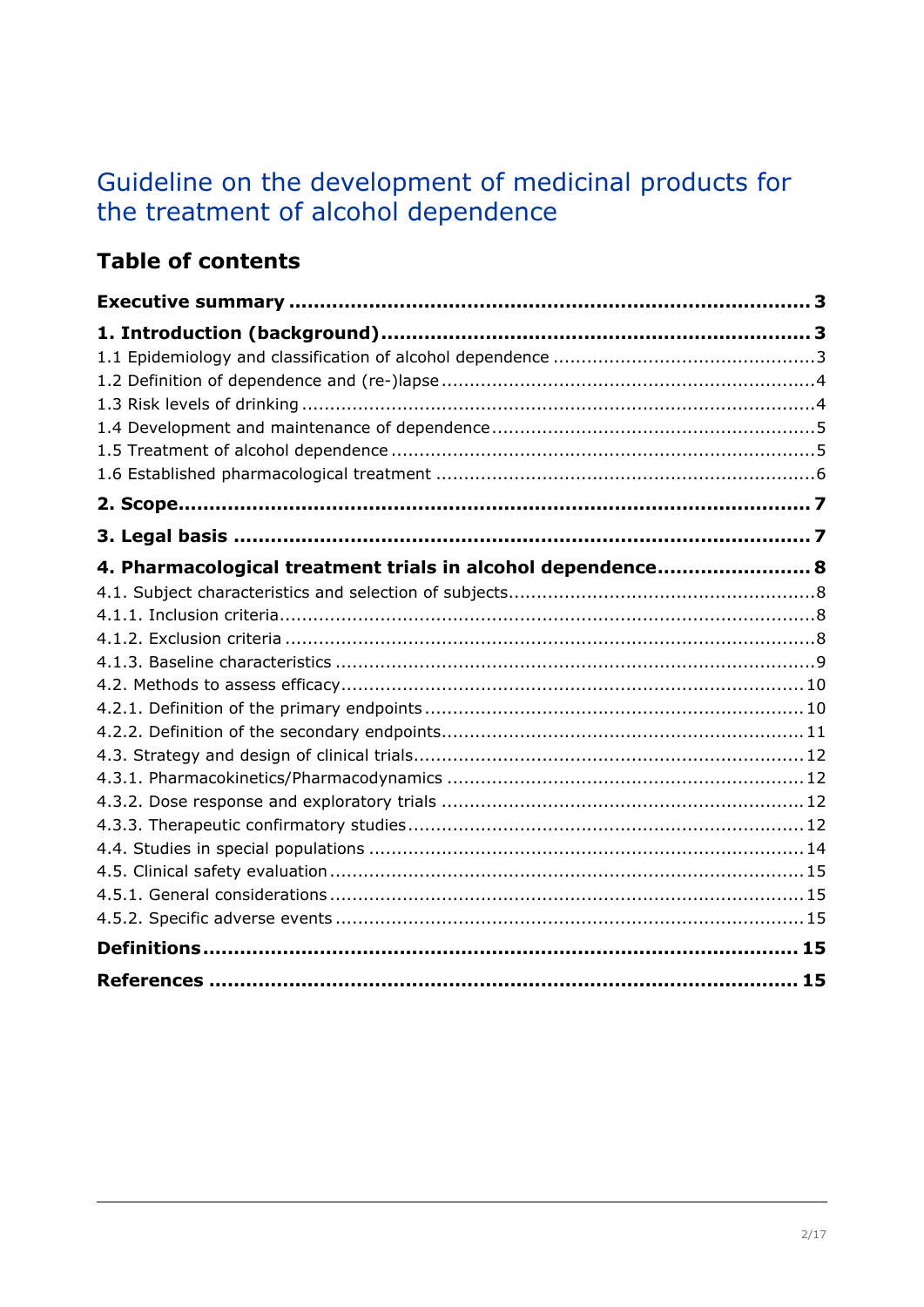# Guideline on the development of medicinal products for the treatment of alcohol dependence

## Table of contents

**Executive summary** ..................................................................................... **3**

**1. Introduction (background)** ......................................................................... **3**

1.1 Epidemiology and classification of alcohol dependence ............................................... 3

1.2 Definition of dependence and (re-)lapse ................................................................... 4

1.3 Risk levels of drinking ........................................................................................... 4

1.4 Development and maintenance of dependence ......................................................... 5

1.5 Treatment of alcohol dependence ........................................................................... 5

1.6 Established pharmacological treatment .................................................................... 6

**2. Scope** ........................................................................................................ **7**

**3. Legal basis** ................................................................................................. **7**

**4. Pharmacological treatment trials in alcohol dependence** ....................................... **8**

4.1. Subject characteristics and selection of subjects ...................................................... 8

4.1.1. Inclusion criteria ................................................................................................ 8

4.1.2. Exclusion criteria ............................................................................................... 8

4.1.3. Baseline characteristics ...................................................................................... 9

4.2. Methods to assess efficacy ................................................................................... 10

4.2.1. Definition of the primary endpoints ..................................................................... 10

4.2.2. Definition of the secondary endpoints .................................................................. 11

4.3. Strategy and design of clinical trials ...................................................................... 12

4.3.1. Pharmacokinetics/Pharmacodynamics ................................................................. 12

4.3.2. Dose response and exploratory trials .................................................................. 12

4.3.3. Therapeutic confirmatory studies ........................................................................ 12

4.4. Studies in special populations ............................................................................... 14

4.5. Clinical safety evaluation ...................................................................................... 15

4.5.1. General considerations ...................................................................................... 15

4.5.2. Specific adverse events ..................................................................................... 15

**Definitions** ................................................................................................... **15**

**References** .................................................................................................. **15**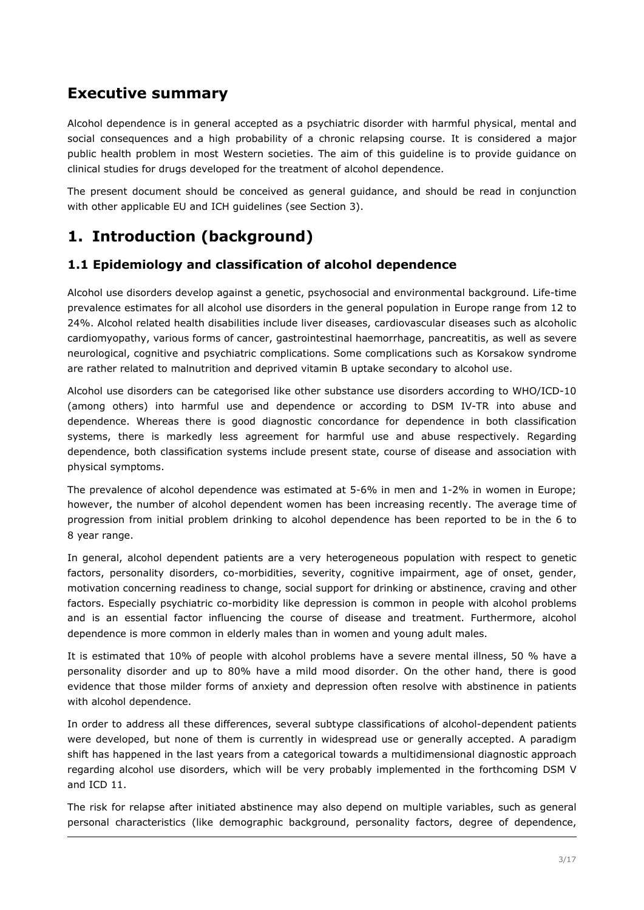# Executive summary

Alcohol dependence is in general accepted as a psychiatric disorder with harmful physical, mental and social consequences and a high probability of a chronic relapsing course. It is considered a major public health problem in most Western societies. The aim of this guideline is to provide guidance on clinical studies for drugs developed for the treatment of alcohol dependence.

The present document should be conceived as general guidance, and should be read in conjunction with other applicable EU and ICH guidelines (see Section 3).

# 1. Introduction (background)

## 1.1 Epidemiology and classification of alcohol dependence

Alcohol use disorders develop against a genetic, psychosocial and environmental background. Life-time prevalence estimates for all alcohol use disorders in the general population in Europe range from 12 to 24%. Alcohol related health disabilities include liver diseases, cardiovascular diseases such as alcoholic cardiomyopathy, various forms of cancer, gastrointestinal haemorrhage, pancreatitis, as well as severe neurological, cognitive and psychiatric complications. Some complications such as Korsakow syndrome are rather related to malnutrition and deprived vitamin B uptake secondary to alcohol use.

Alcohol use disorders can be categorised like other substance use disorders according to WHO/ICD-10 (among others) into harmful use and dependence or according to DSM IV-TR into abuse and dependence. Whereas there is good diagnostic concordance for dependence in both classification systems, there is markedly less agreement for harmful use and abuse respectively. Regarding dependence, both classification systems include present state, course of disease and association with physical symptoms.

The prevalence of alcohol dependence was estimated at 5-6% in men and 1-2% in women in Europe; however, the number of alcohol dependent women has been increasing recently. The average time of progression from initial problem drinking to alcohol dependence has been reported to be in the 6 to 8 year range.

In general, alcohol dependent patients are a very heterogeneous population with respect to genetic factors, personality disorders, co-morbidities, severity, cognitive impairment, age of onset, gender, motivation concerning readiness to change, social support for drinking or abstinence, craving and other factors. Especially psychiatric co-morbidity like depression is common in people with alcohol problems and is an essential factor influencing the course of disease and treatment. Furthermore, alcohol dependence is more common in elderly males than in women and young adult males.

It is estimated that 10% of people with alcohol problems have a severe mental illness, 50 % have a personality disorder and up to 80% have a mild mood disorder. On the other hand, there is good evidence that those milder forms of anxiety and depression often resolve with abstinence in patients with alcohol dependence.

In order to address all these differences, several subtype classifications of alcohol-dependent patients were developed, but none of them is currently in widespread use or generally accepted. A paradigm shift has happened in the last years from a categorical towards a multidimensional diagnostic approach regarding alcohol use disorders, which will be very probably implemented in the forthcoming DSM V and ICD 11.

The risk for relapse after initiated abstinence may also depend on multiple variables, such as general personal characteristics (like demographic background, personality factors, degree of dependence,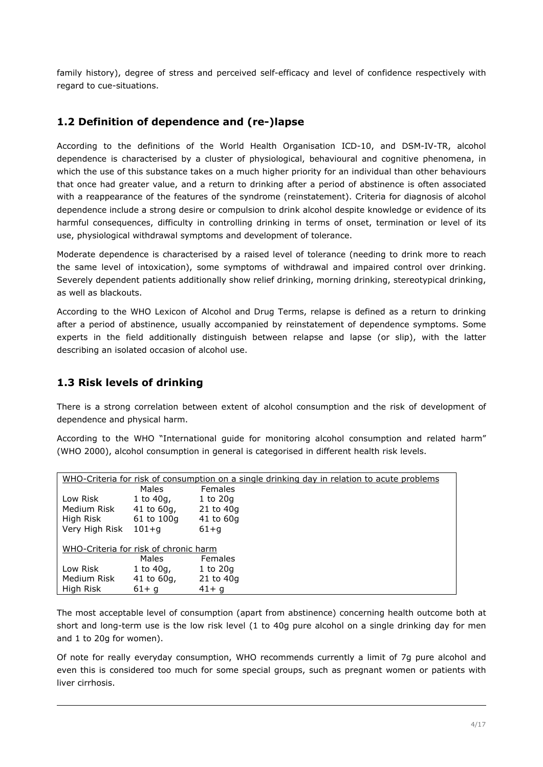family history), degree of stress and perceived self-efficacy and level of confidence respectively with regard to cue-situations.

## 1.2 Definition of dependence and (re-)lapse

According to the definitions of the World Health Organisation ICD-10, and DSM-IV-TR, alcohol dependence is characterised by a cluster of physiological, behavioural and cognitive phenomena, in which the use of this substance takes on a much higher priority for an individual than other behaviours that once had greater value, and a return to drinking after a period of abstinence is often associated with a reappearance of the features of the syndrome (reinstatement). Criteria for diagnosis of alcohol dependence include a strong desire or compulsion to drink alcohol despite knowledge or evidence of its harmful consequences, difficulty in controlling drinking in terms of onset, termination or level of its use, physiological withdrawal symptoms and development of tolerance.

Moderate dependence is characterised by a raised level of tolerance (needing to drink more to reach the same level of intoxication), some symptoms of withdrawal and impaired control over drinking. Severely dependent patients additionally show relief drinking, morning drinking, stereotypical drinking, as well as blackouts.

According to the WHO Lexicon of Alcohol and Drug Terms, relapse is defined as a return to drinking after a period of abstinence, usually accompanied by reinstatement of dependence symptoms. Some experts in the field additionally distinguish between relapse and lapse (or slip), with the latter describing an isolated occasion of alcohol use.

## 1.3 Risk levels of drinking

There is a strong correlation between extent of alcohol consumption and the risk of development of dependence and physical harm.

According to the WHO "International guide for monitoring alcohol consumption and related harm" (WHO 2000), alcohol consumption in general is categorised in different health risk levels.

| WHO-Criteria for risk of consumption on a single drinking day in relation to acute problems | | |
|---|---|---|
| | Males | Females |
| Low Risk | 1 to 40g, | 1 to 20g |
| Medium Risk | 41 to 60g, | 21 to 40g |
| High Risk | 61 to 100g | 41 to 60g |
| Very High Risk | 101+g | 61+g |
| **WHO-Criteria for risk of chronic harm** | | |
| | Males | Females |
| Low Risk | 1 to 40g, | 1 to 20g |
| Medium Risk | 41 to 60g, | 21 to 40g |
| High Risk | 61+ g | 41+ g |

The most acceptable level of consumption (apart from abstinence) concerning health outcome both at short and long-term use is the low risk level (1 to 40g pure alcohol on a single drinking day for men and 1 to 20g for women).

Of note for really everyday consumption, WHO recommends currently a limit of 7g pure alcohol and even this is considered too much for some special groups, such as pregnant women or patients with liver cirrhosis.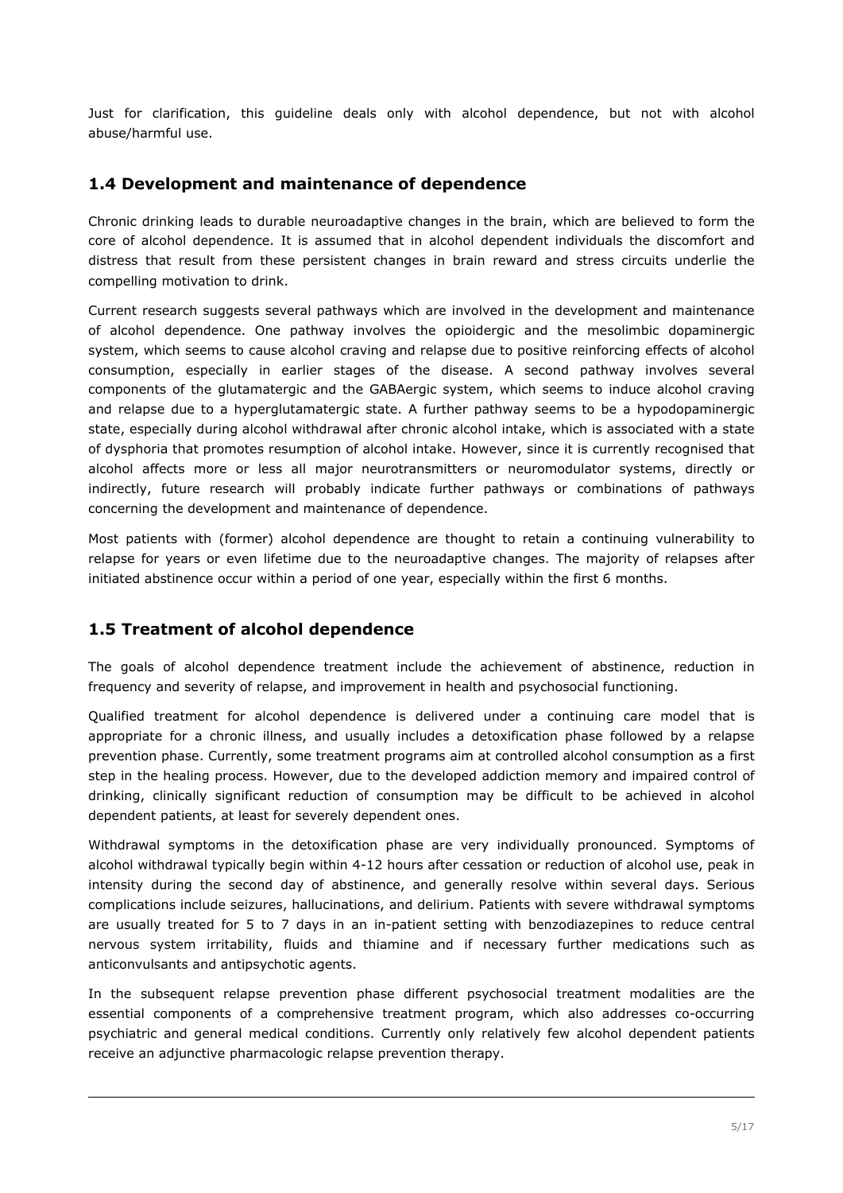Just for clarification, this guideline deals only with alcohol dependence, but not with alcohol abuse/harmful use.

## 1.4 Development and maintenance of dependence

Chronic drinking leads to durable neuroadaptive changes in the brain, which are believed to form the core of alcohol dependence. It is assumed that in alcohol dependent individuals the discomfort and distress that result from these persistent changes in brain reward and stress circuits underlie the compelling motivation to drink.

Current research suggests several pathways which are involved in the development and maintenance of alcohol dependence. One pathway involves the opioidergic and the mesolimbic dopaminergic system, which seems to cause alcohol craving and relapse due to positive reinforcing effects of alcohol consumption, especially in earlier stages of the disease. A second pathway involves several components of the glutamatergic and the GABAergic system, which seems to induce alcohol craving and relapse due to a hyperglutamatergic state. A further pathway seems to be a hypodopaminergic state, especially during alcohol withdrawal after chronic alcohol intake, which is associated with a state of dysphoria that promotes resumption of alcohol intake. However, since it is currently recognised that alcohol affects more or less all major neurotransmitters or neuromodulator systems, directly or indirectly, future research will probably indicate further pathways or combinations of pathways concerning the development and maintenance of dependence.

Most patients with (former) alcohol dependence are thought to retain a continuing vulnerability to relapse for years or even lifetime due to the neuroadaptive changes. The majority of relapses after initiated abstinence occur within a period of one year, especially within the first 6 months.

## 1.5 Treatment of alcohol dependence

The goals of alcohol dependence treatment include the achievement of abstinence, reduction in frequency and severity of relapse, and improvement in health and psychosocial functioning.

Qualified treatment for alcohol dependence is delivered under a continuing care model that is appropriate for a chronic illness, and usually includes a detoxification phase followed by a relapse prevention phase. Currently, some treatment programs aim at controlled alcohol consumption as a first step in the healing process. However, due to the developed addiction memory and impaired control of drinking, clinically significant reduction of consumption may be difficult to be achieved in alcohol dependent patients, at least for severely dependent ones.

Withdrawal symptoms in the detoxification phase are very individually pronounced. Symptoms of alcohol withdrawal typically begin within 4-12 hours after cessation or reduction of alcohol use, peak in intensity during the second day of abstinence, and generally resolve within several days. Serious complications include seizures, hallucinations, and delirium. Patients with severe withdrawal symptoms are usually treated for 5 to 7 days in an in-patient setting with benzodiazepines to reduce central nervous system irritability, fluids and thiamine and if necessary further medications such as anticonvulsants and antipsychotic agents.

In the subsequent relapse prevention phase different psychosocial treatment modalities are the essential components of a comprehensive treatment program, which also addresses co-occurring psychiatric and general medical conditions. Currently only relatively few alcohol dependent patients receive an adjunctive pharmacologic relapse prevention therapy.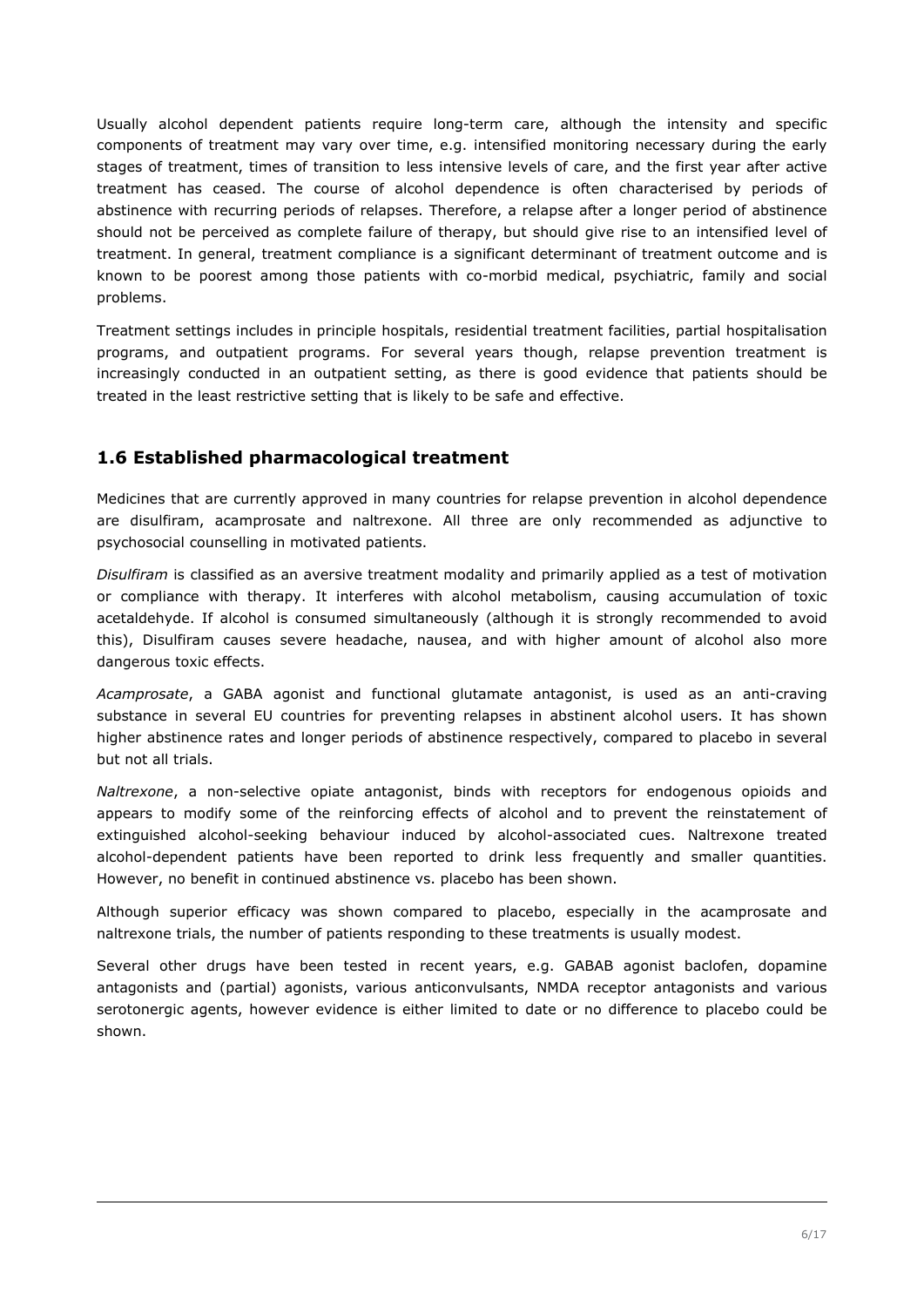Usually alcohol dependent patients require long-term care, although the intensity and specific components of treatment may vary over time, e.g. intensified monitoring necessary during the early stages of treatment, times of transition to less intensive levels of care, and the first year after active treatment has ceased. The course of alcohol dependence is often characterised by periods of abstinence with recurring periods of relapses. Therefore, a relapse after a longer period of abstinence should not be perceived as complete failure of therapy, but should give rise to an intensified level of treatment. In general, treatment compliance is a significant determinant of treatment outcome and is known to be poorest among those patients with co-morbid medical, psychiatric, family and social problems.

Treatment settings includes in principle hospitals, residential treatment facilities, partial hospitalisation programs, and outpatient programs. For several years though, relapse prevention treatment is increasingly conducted in an outpatient setting, as there is good evidence that patients should be treated in the least restrictive setting that is likely to be safe and effective.

## 1.6 Established pharmacological treatment

Medicines that are currently approved in many countries for relapse prevention in alcohol dependence are disulfiram, acamprosate and naltrexone. All three are only recommended as adjunctive to psychosocial counselling in motivated patients.

*Disulfiram* is classified as an aversive treatment modality and primarily applied as a test of motivation or compliance with therapy. It interferes with alcohol metabolism, causing accumulation of toxic acetaldehyde. If alcohol is consumed simultaneously (although it is strongly recommended to avoid this), Disulfiram causes severe headache, nausea, and with higher amount of alcohol also more dangerous toxic effects.

*Acamprosate*, a GABA agonist and functional glutamate antagonist, is used as an anti-craving substance in several EU countries for preventing relapses in abstinent alcohol users. It has shown higher abstinence rates and longer periods of abstinence respectively, compared to placebo in several but not all trials.

*Naltrexone*, a non-selective opiate antagonist, binds with receptors for endogenous opioids and appears to modify some of the reinforcing effects of alcohol and to prevent the reinstatement of extinguished alcohol-seeking behaviour induced by alcohol-associated cues. Naltrexone treated alcohol-dependent patients have been reported to drink less frequently and smaller quantities. However, no benefit in continued abstinence vs. placebo has been shown.

Although superior efficacy was shown compared to placebo, especially in the acamprosate and naltrexone trials, the number of patients responding to these treatments is usually modest.

Several other drugs have been tested in recent years, e.g. GABAB agonist baclofen, dopamine antagonists and (partial) agonists, various anticonvulsants, NMDA receptor antagonists and various serotonergic agents, however evidence is either limited to date or no difference to placebo could be shown.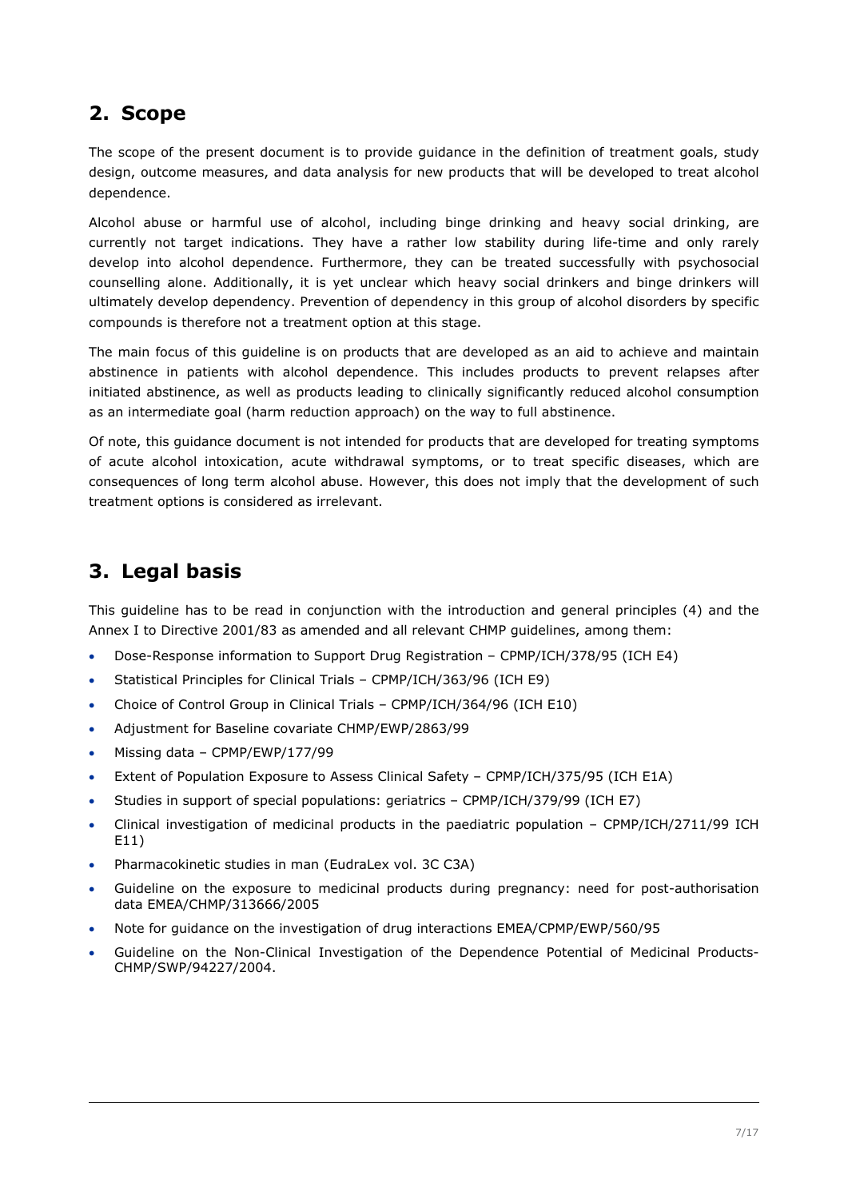## 2. Scope

The scope of the present document is to provide guidance in the definition of treatment goals, study design, outcome measures, and data analysis for new products that will be developed to treat alcohol dependence.

Alcohol abuse or harmful use of alcohol, including binge drinking and heavy social drinking, are currently not target indications. They have a rather low stability during life-time and only rarely develop into alcohol dependence. Furthermore, they can be treated successfully with psychosocial counselling alone. Additionally, it is yet unclear which heavy social drinkers and binge drinkers will ultimately develop dependency. Prevention of dependency in this group of alcohol disorders by specific compounds is therefore not a treatment option at this stage.

The main focus of this guideline is on products that are developed as an aid to achieve and maintain abstinence in patients with alcohol dependence. This includes products to prevent relapses after initiated abstinence, as well as products leading to clinically significantly reduced alcohol consumption as an intermediate goal (harm reduction approach) on the way to full abstinence.

Of note, this guidance document is not intended for products that are developed for treating symptoms of acute alcohol intoxication, acute withdrawal symptoms, or to treat specific diseases, which are consequences of long term alcohol abuse. However, this does not imply that the development of such treatment options is considered as irrelevant.

## 3. Legal basis

This guideline has to be read in conjunction with the introduction and general principles (4) and the Annex I to Directive 2001/83 as amended and all relevant CHMP guidelines, among them:

- Dose-Response information to Support Drug Registration – CPMP/ICH/378/95 (ICH E4)
- Statistical Principles for Clinical Trials – CPMP/ICH/363/96 (ICH E9)
- Choice of Control Group in Clinical Trials – CPMP/ICH/364/96 (ICH E10)
- Adjustment for Baseline covariate CHMP/EWP/2863/99
- Missing data – CPMP/EWP/177/99
- Extent of Population Exposure to Assess Clinical Safety – CPMP/ICH/375/95 (ICH E1A)
- Studies in support of special populations: geriatrics – CPMP/ICH/379/99 (ICH E7)
- Clinical investigation of medicinal products in the paediatric population – CPMP/ICH/2711/99 ICH E11)
- Pharmacokinetic studies in man (EudraLex vol. 3C C3A)
- Guideline on the exposure to medicinal products during pregnancy: need for post-authorisation data EMEA/CHMP/313666/2005
- Note for guidance on the investigation of drug interactions EMEA/CPMP/EWP/560/95
- Guideline on the Non-Clinical Investigation of the Dependence Potential of Medicinal Products-CHMP/SWP/94227/2004.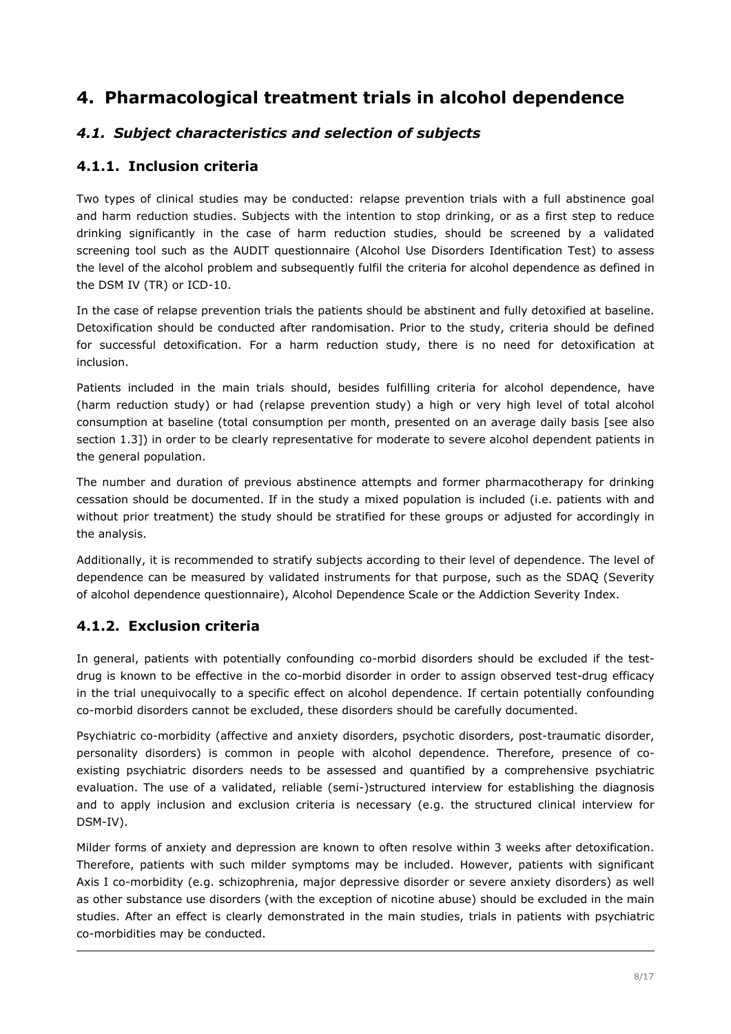# 4. Pharmacological treatment trials in alcohol dependence

## *4.1. Subject characteristics and selection of subjects*

### 4.1.1. Inclusion criteria

Two types of clinical studies may be conducted: relapse prevention trials with a full abstinence goal and harm reduction studies. Subjects with the intention to stop drinking, or as a first step to reduce drinking significantly in the case of harm reduction studies, should be screened by a validated screening tool such as the AUDIT questionnaire (Alcohol Use Disorders Identification Test) to assess the level of the alcohol problem and subsequently fulfil the criteria for alcohol dependence as defined in the DSM IV (TR) or ICD-10.

In the case of relapse prevention trials the patients should be abstinent and fully detoxified at baseline. Detoxification should be conducted after randomisation. Prior to the study, criteria should be defined for successful detoxification. For a harm reduction study, there is no need for detoxification at inclusion.

Patients included in the main trials should, besides fulfilling criteria for alcohol dependence, have (harm reduction study) or had (relapse prevention study) a high or very high level of total alcohol consumption at baseline (total consumption per month, presented on an average daily basis [see also section 1.3]) in order to be clearly representative for moderate to severe alcohol dependent patients in the general population.

The number and duration of previous abstinence attempts and former pharmacotherapy for drinking cessation should be documented. If in the study a mixed population is included (i.e. patients with and without prior treatment) the study should be stratified for these groups or adjusted for accordingly in the analysis.

Additionally, it is recommended to stratify subjects according to their level of dependence. The level of dependence can be measured by validated instruments for that purpose, such as the SDAQ (Severity of alcohol dependence questionnaire), Alcohol Dependence Scale or the Addiction Severity Index.

### 4.1.2. Exclusion criteria

In general, patients with potentially confounding co-morbid disorders should be excluded if the test-drug is known to be effective in the co-morbid disorder in order to assign observed test-drug efficacy in the trial unequivocally to a specific effect on alcohol dependence. If certain potentially confounding co-morbid disorders cannot be excluded, these disorders should be carefully documented.

Psychiatric co-morbidity (affective and anxiety disorders, psychotic disorders, post-traumatic disorder, personality disorders) is common in people with alcohol dependence. Therefore, presence of co-existing psychiatric disorders needs to be assessed and quantified by a comprehensive psychiatric evaluation. The use of a validated, reliable (semi-)structured interview for establishing the diagnosis and to apply inclusion and exclusion criteria is necessary (e.g. the structured clinical interview for DSM-IV).

Milder forms of anxiety and depression are known to often resolve within 3 weeks after detoxification. Therefore, patients with such milder symptoms may be included. However, patients with significant Axis I co-morbidity (e.g. schizophrenia, major depressive disorder or severe anxiety disorders) as well as other substance use disorders (with the exception of nicotine abuse) should be excluded in the main studies. After an effect is clearly demonstrated in the main studies, trials in patients with psychiatric co-morbidities may be conducted.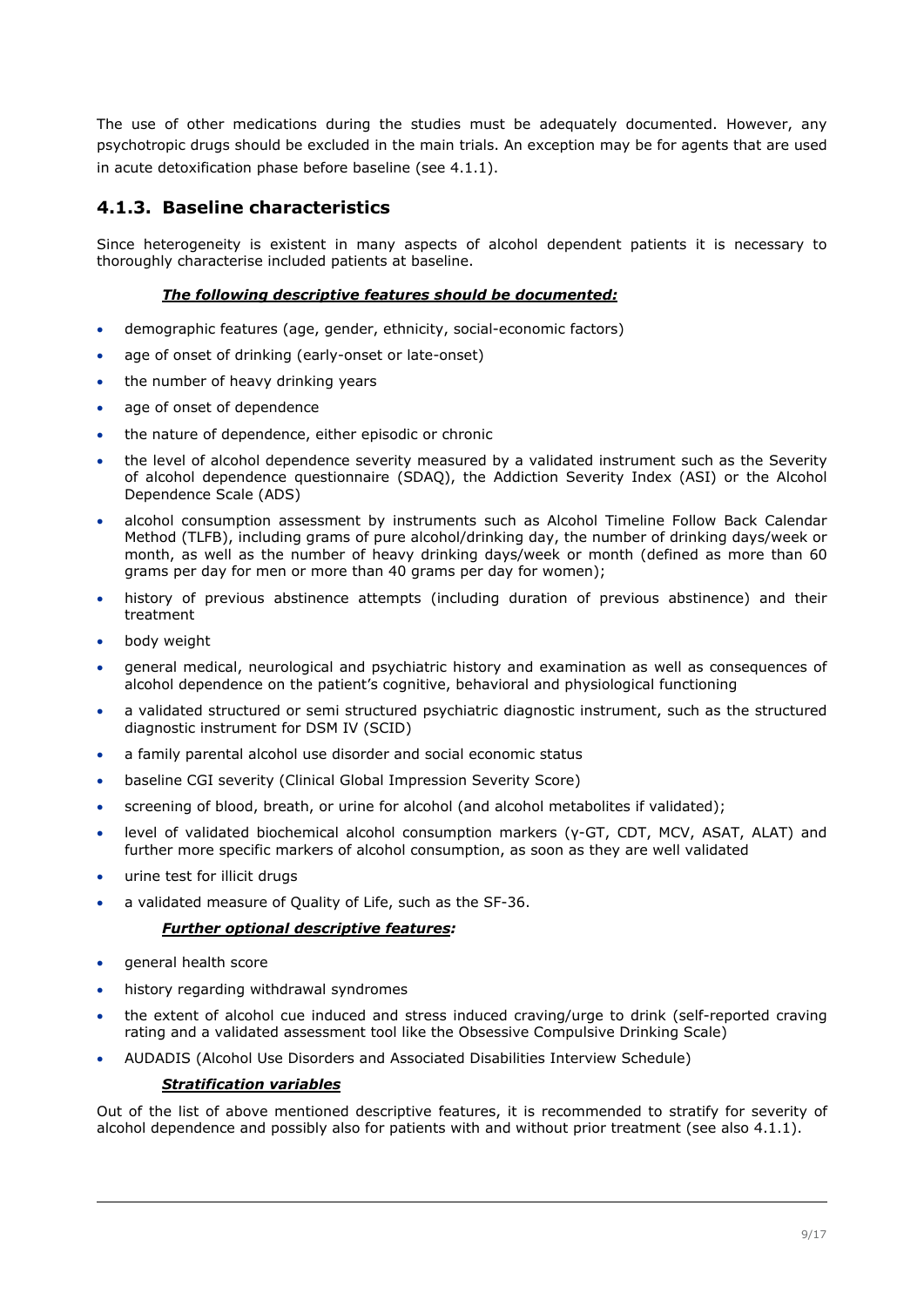The use of other medications during the studies must be adequately documented. However, any psychotropic drugs should be excluded in the main trials. An exception may be for agents that are used in acute detoxification phase before baseline (see 4.1.1).

### 4.1.3. Baseline characteristics

Since heterogeneity is existent in many aspects of alcohol dependent patients it is necessary to thoroughly characterise included patients at baseline.

***The following descriptive features should be documented:***

- demographic features (age, gender, ethnicity, social-economic factors)
- age of onset of drinking (early-onset or late-onset)
- the number of heavy drinking years
- age of onset of dependence
- the nature of dependence, either episodic or chronic
- the level of alcohol dependence severity measured by a validated instrument such as the Severity of alcohol dependence questionnaire (SDAQ), the Addiction Severity Index (ASI) or the Alcohol Dependence Scale (ADS)
- alcohol consumption assessment by instruments such as Alcohol Timeline Follow Back Calendar Method (TLFB), including grams of pure alcohol/drinking day, the number of drinking days/week or month, as well as the number of heavy drinking days/week or month (defined as more than 60 grams per day for men or more than 40 grams per day for women);
- history of previous abstinence attempts (including duration of previous abstinence) and their treatment
- body weight
- general medical, neurological and psychiatric history and examination as well as consequences of alcohol dependence on the patient's cognitive, behavioral and physiological functioning
- a validated structured or semi structured psychiatric diagnostic instrument, such as the structured diagnostic instrument for DSM IV (SCID)
- a family parental alcohol use disorder and social economic status
- baseline CGI severity (Clinical Global Impression Severity Score)
- screening of blood, breath, or urine for alcohol (and alcohol metabolites if validated);
- level of validated biochemical alcohol consumption markers (γ-GT, CDT, MCV, ASAT, ALAT) and further more specific markers of alcohol consumption, as soon as they are well validated
- urine test for illicit drugs
- a validated measure of Quality of Life, such as the SF-36.

***Further optional descriptive features*:**

- general health score
- history regarding withdrawal syndromes
- the extent of alcohol cue induced and stress induced craving/urge to drink (self-reported craving rating and a validated assessment tool like the Obsessive Compulsive Drinking Scale)
- AUDADIS (Alcohol Use Disorders and Associated Disabilities Interview Schedule)

***Stratification variables***

Out of the list of above mentioned descriptive features, it is recommended to stratify for severity of alcohol dependence and possibly also for patients with and without prior treatment (see also 4.1.1).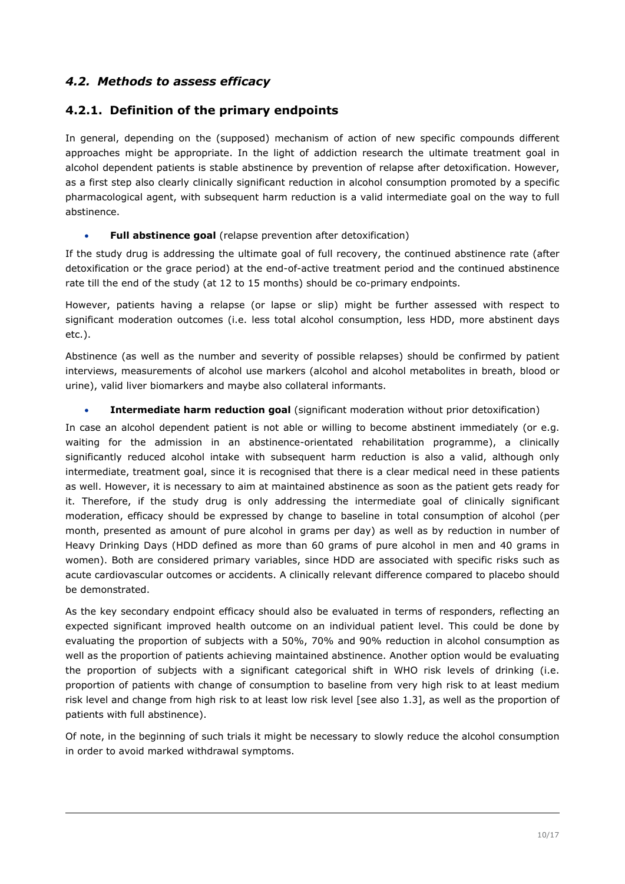## *4.2. Methods to assess efficacy*

### 4.2.1. Definition of the primary endpoints

In general, depending on the (supposed) mechanism of action of new specific compounds different approaches might be appropriate. In the light of addiction research the ultimate treatment goal in alcohol dependent patients is stable abstinence by prevention of relapse after detoxification. However, as a first step also clearly clinically significant reduction in alcohol consumption promoted by a specific pharmacological agent, with subsequent harm reduction is a valid intermediate goal on the way to full abstinence.

- **Full abstinence goal** (relapse prevention after detoxification)

If the study drug is addressing the ultimate goal of full recovery, the continued abstinence rate (after detoxification or the grace period) at the end-of-active treatment period and the continued abstinence rate till the end of the study (at 12 to 15 months) should be co-primary endpoints.

However, patients having a relapse (or lapse or slip) might be further assessed with respect to significant moderation outcomes (i.e. less total alcohol consumption, less HDD, more abstinent days etc.).

Abstinence (as well as the number and severity of possible relapses) should be confirmed by patient interviews, measurements of alcohol use markers (alcohol and alcohol metabolites in breath, blood or urine), valid liver biomarkers and maybe also collateral informants.

- **Intermediate harm reduction goal** (significant moderation without prior detoxification)

In case an alcohol dependent patient is not able or willing to become abstinent immediately (or e.g. waiting for the admission in an abstinence-orientated rehabilitation programme), a clinically significantly reduced alcohol intake with subsequent harm reduction is also a valid, although only intermediate, treatment goal, since it is recognised that there is a clear medical need in these patients as well. However, it is necessary to aim at maintained abstinence as soon as the patient gets ready for it. Therefore, if the study drug is only addressing the intermediate goal of clinically significant moderation, efficacy should be expressed by change to baseline in total consumption of alcohol (per month, presented as amount of pure alcohol in grams per day) as well as by reduction in number of Heavy Drinking Days (HDD defined as more than 60 grams of pure alcohol in men and 40 grams in women). Both are considered primary variables, since HDD are associated with specific risks such as acute cardiovascular outcomes or accidents. A clinically relevant difference compared to placebo should be demonstrated.

As the key secondary endpoint efficacy should also be evaluated in terms of responders, reflecting an expected significant improved health outcome on an individual patient level. This could be done by evaluating the proportion of subjects with a 50%, 70% and 90% reduction in alcohol consumption as well as the proportion of patients achieving maintained abstinence. Another option would be evaluating the proportion of subjects with a significant categorical shift in WHO risk levels of drinking (i.e. proportion of patients with change of consumption to baseline from very high risk to at least medium risk level and change from high risk to at least low risk level [see also 1.3], as well as the proportion of patients with full abstinence).

Of note, in the beginning of such trials it might be necessary to slowly reduce the alcohol consumption in order to avoid marked withdrawal symptoms.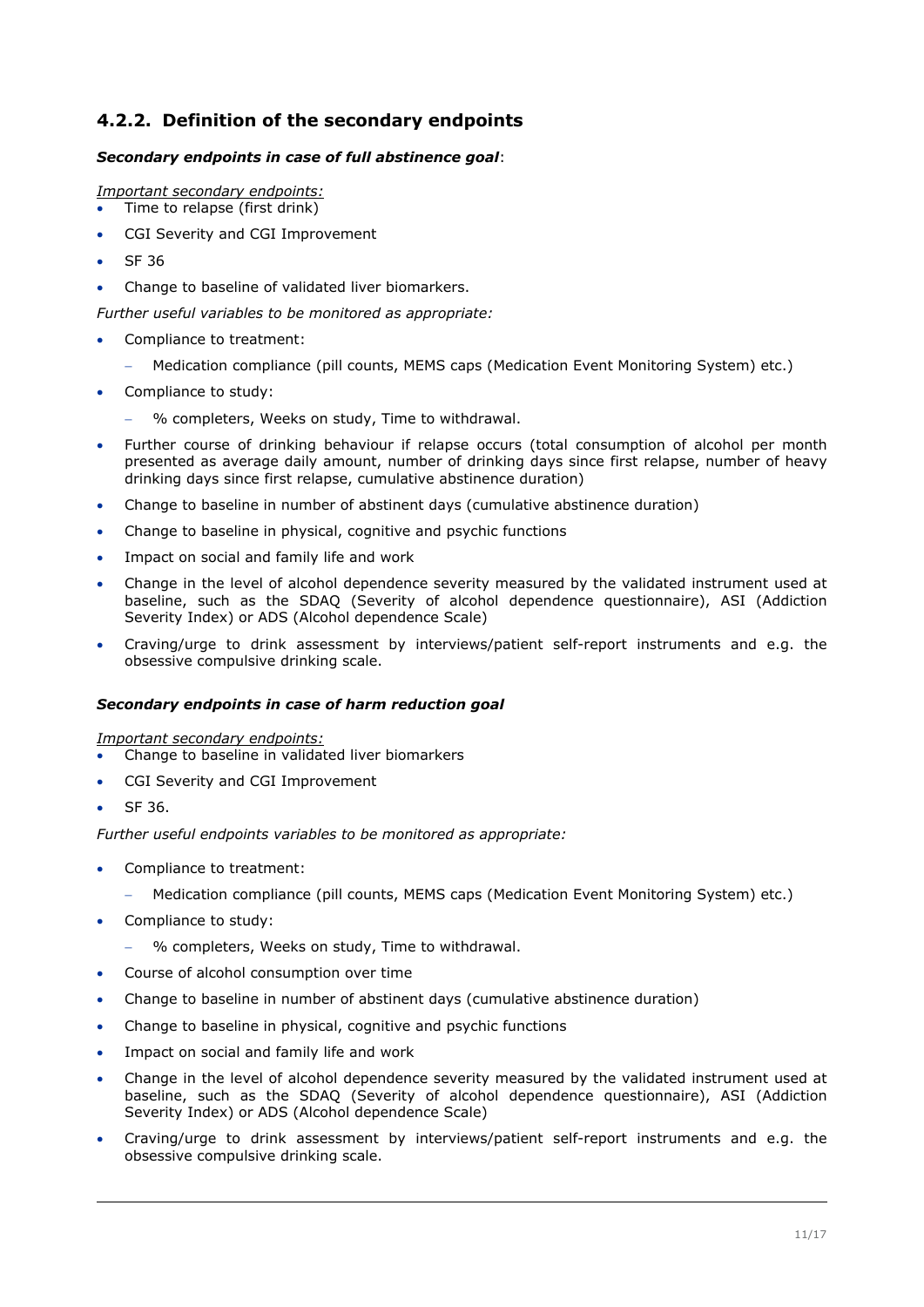### 4.2.2. Definition of the secondary endpoints

***Secondary endpoints in case of full abstinence goal***:

*Important secondary endpoints:*

- Time to relapse (first drink)
- CGI Severity and CGI Improvement
- SF 36
- Change to baseline of validated liver biomarkers.

*Further useful variables to be monitored as appropriate:*

- Compliance to treatment:
  - Medication compliance (pill counts, MEMS caps (Medication Event Monitoring System) etc.)
- Compliance to study:
  - % completers, Weeks on study, Time to withdrawal.
- Further course of drinking behaviour if relapse occurs (total consumption of alcohol per month presented as average daily amount, number of drinking days since first relapse, number of heavy drinking days since first relapse, cumulative abstinence duration)
- Change to baseline in number of abstinent days (cumulative abstinence duration)
- Change to baseline in physical, cognitive and psychic functions
- Impact on social and family life and work
- Change in the level of alcohol dependence severity measured by the validated instrument used at baseline, such as the SDAQ (Severity of alcohol dependence questionnaire), ASI (Addiction Severity Index) or ADS (Alcohol dependence Scale)
- Craving/urge to drink assessment by interviews/patient self-report instruments and e.g. the obsessive compulsive drinking scale.

***Secondary endpoints in case of harm reduction goal***

*Important secondary endpoints:*

- Change to baseline in validated liver biomarkers
- CGI Severity and CGI Improvement
- SF 36.

*Further useful endpoints variables to be monitored as appropriate:*

- Compliance to treatment:
  - Medication compliance (pill counts, MEMS caps (Medication Event Monitoring System) etc.)
- Compliance to study:
  - % completers, Weeks on study, Time to withdrawal.
- Course of alcohol consumption over time
- Change to baseline in number of abstinent days (cumulative abstinence duration)
- Change to baseline in physical, cognitive and psychic functions
- Impact on social and family life and work
- Change in the level of alcohol dependence severity measured by the validated instrument used at baseline, such as the SDAQ (Severity of alcohol dependence questionnaire), ASI (Addiction Severity Index) or ADS (Alcohol dependence Scale)
- Craving/urge to drink assessment by interviews/patient self-report instruments and e.g. the obsessive compulsive drinking scale.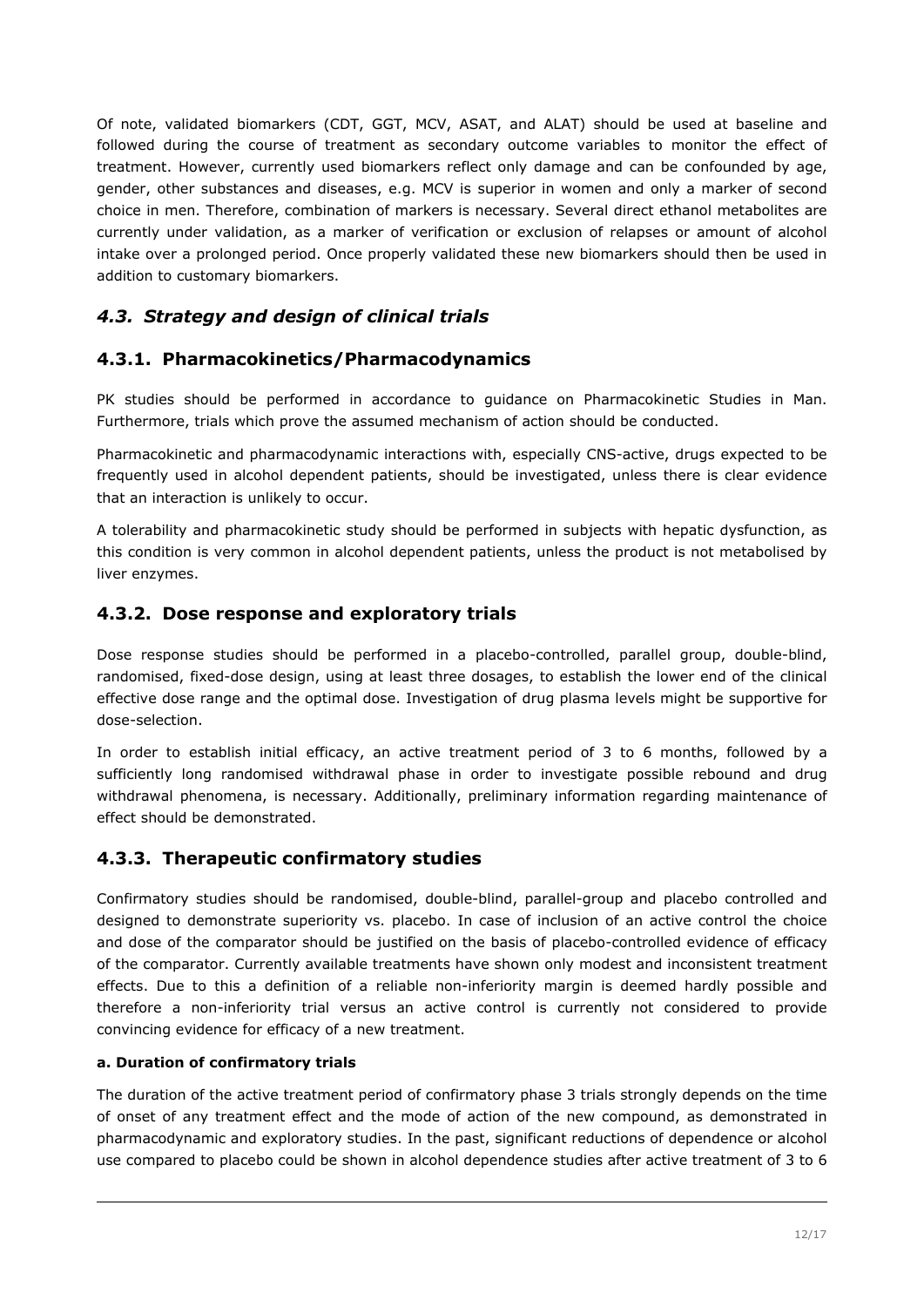Of note, validated biomarkers (CDT, GGT, MCV, ASAT, and ALAT) should be used at baseline and followed during the course of treatment as secondary outcome variables to monitor the effect of treatment. However, currently used biomarkers reflect only damage and can be confounded by age, gender, other substances and diseases, e.g. MCV is superior in women and only a marker of second choice in men. Therefore, combination of markers is necessary. Several direct ethanol metabolites are currently under validation, as a marker of verification or exclusion of relapses or amount of alcohol intake over a prolonged period. Once properly validated these new biomarkers should then be used in addition to customary biomarkers.

## *4.3. Strategy and design of clinical trials*

### 4.3.1. Pharmacokinetics/Pharmacodynamics

PK studies should be performed in accordance to guidance on Pharmacokinetic Studies in Man. Furthermore, trials which prove the assumed mechanism of action should be conducted.

Pharmacokinetic and pharmacodynamic interactions with, especially CNS-active, drugs expected to be frequently used in alcohol dependent patients, should be investigated, unless there is clear evidence that an interaction is unlikely to occur.

A tolerability and pharmacokinetic study should be performed in subjects with hepatic dysfunction, as this condition is very common in alcohol dependent patients, unless the product is not metabolised by liver enzymes.

### 4.3.2. Dose response and exploratory trials

Dose response studies should be performed in a placebo-controlled, parallel group, double-blind, randomised, fixed-dose design, using at least three dosages, to establish the lower end of the clinical effective dose range and the optimal dose. Investigation of drug plasma levels might be supportive for dose-selection.

In order to establish initial efficacy, an active treatment period of 3 to 6 months, followed by a sufficiently long randomised withdrawal phase in order to investigate possible rebound and drug withdrawal phenomena, is necessary. Additionally, preliminary information regarding maintenance of effect should be demonstrated.

### 4.3.3. Therapeutic confirmatory studies

Confirmatory studies should be randomised, double-blind, parallel-group and placebo controlled and designed to demonstrate superiority vs. placebo. In case of inclusion of an active control the choice and dose of the comparator should be justified on the basis of placebo-controlled evidence of efficacy of the comparator. Currently available treatments have shown only modest and inconsistent treatment effects. Due to this a definition of a reliable non-inferiority margin is deemed hardly possible and therefore a non-inferiority trial versus an active control is currently not considered to provide convincing evidence for efficacy of a new treatment.

**a. Duration of confirmatory trials**

The duration of the active treatment period of confirmatory phase 3 trials strongly depends on the time of onset of any treatment effect and the mode of action of the new compound, as demonstrated in pharmacodynamic and exploratory studies. In the past, significant reductions of dependence or alcohol use compared to placebo could be shown in alcohol dependence studies after active treatment of 3 to 6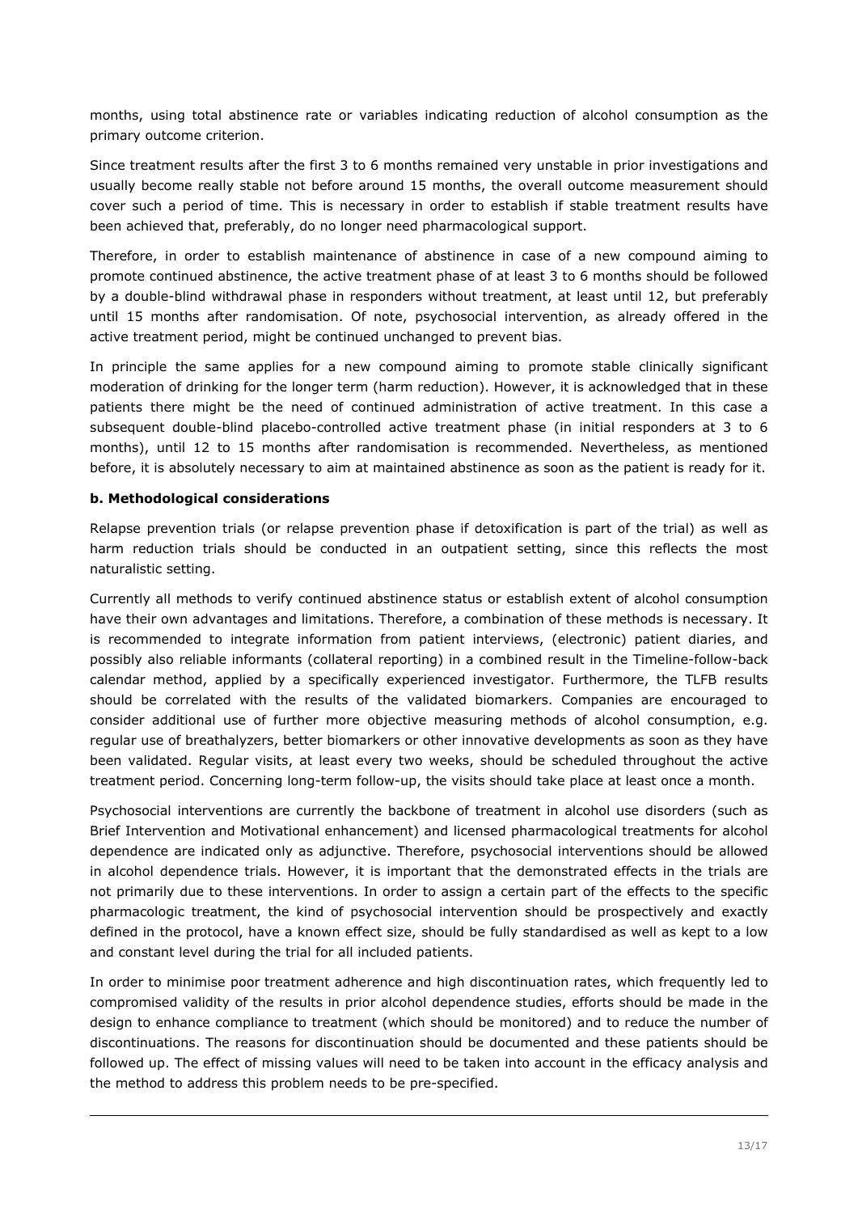months, using total abstinence rate or variables indicating reduction of alcohol consumption as the primary outcome criterion.

Since treatment results after the first 3 to 6 months remained very unstable in prior investigations and usually become really stable not before around 15 months, the overall outcome measurement should cover such a period of time. This is necessary in order to establish if stable treatment results have been achieved that, preferably, do no longer need pharmacological support.

Therefore, in order to establish maintenance of abstinence in case of a new compound aiming to promote continued abstinence, the active treatment phase of at least 3 to 6 months should be followed by a double-blind withdrawal phase in responders without treatment, at least until 12, but preferably until 15 months after randomisation. Of note, psychosocial intervention, as already offered in the active treatment period, might be continued unchanged to prevent bias.

In principle the same applies for a new compound aiming to promote stable clinically significant moderation of drinking for the longer term (harm reduction). However, it is acknowledged that in these patients there might be the need of continued administration of active treatment. In this case a subsequent double-blind placebo-controlled active treatment phase (in initial responders at 3 to 6 months), until 12 to 15 months after randomisation is recommended. Nevertheless, as mentioned before, it is absolutely necessary to aim at maintained abstinence as soon as the patient is ready for it.

**b. Methodological considerations**

Relapse prevention trials (or relapse prevention phase if detoxification is part of the trial) as well as harm reduction trials should be conducted in an outpatient setting, since this reflects the most naturalistic setting.

Currently all methods to verify continued abstinence status or establish extent of alcohol consumption have their own advantages and limitations. Therefore, a combination of these methods is necessary. It is recommended to integrate information from patient interviews, (electronic) patient diaries, and possibly also reliable informants (collateral reporting) in a combined result in the Timeline-follow-back calendar method, applied by a specifically experienced investigator. Furthermore, the TLFB results should be correlated with the results of the validated biomarkers. Companies are encouraged to consider additional use of further more objective measuring methods of alcohol consumption, e.g. regular use of breathalyzers, better biomarkers or other innovative developments as soon as they have been validated. Regular visits, at least every two weeks, should be scheduled throughout the active treatment period. Concerning long-term follow-up, the visits should take place at least once a month.

Psychosocial interventions are currently the backbone of treatment in alcohol use disorders (such as Brief Intervention and Motivational enhancement) and licensed pharmacological treatments for alcohol dependence are indicated only as adjunctive. Therefore, psychosocial interventions should be allowed in alcohol dependence trials. However, it is important that the demonstrated effects in the trials are not primarily due to these interventions. In order to assign a certain part of the effects to the specific pharmacologic treatment, the kind of psychosocial intervention should be prospectively and exactly defined in the protocol, have a known effect size, should be fully standardised as well as kept to a low and constant level during the trial for all included patients.

In order to minimise poor treatment adherence and high discontinuation rates, which frequently led to compromised validity of the results in prior alcohol dependence studies, efforts should be made in the design to enhance compliance to treatment (which should be monitored) and to reduce the number of discontinuations. The reasons for discontinuation should be documented and these patients should be followed up. The effect of missing values will need to be taken into account in the efficacy analysis and the method to address this problem needs to be pre-specified.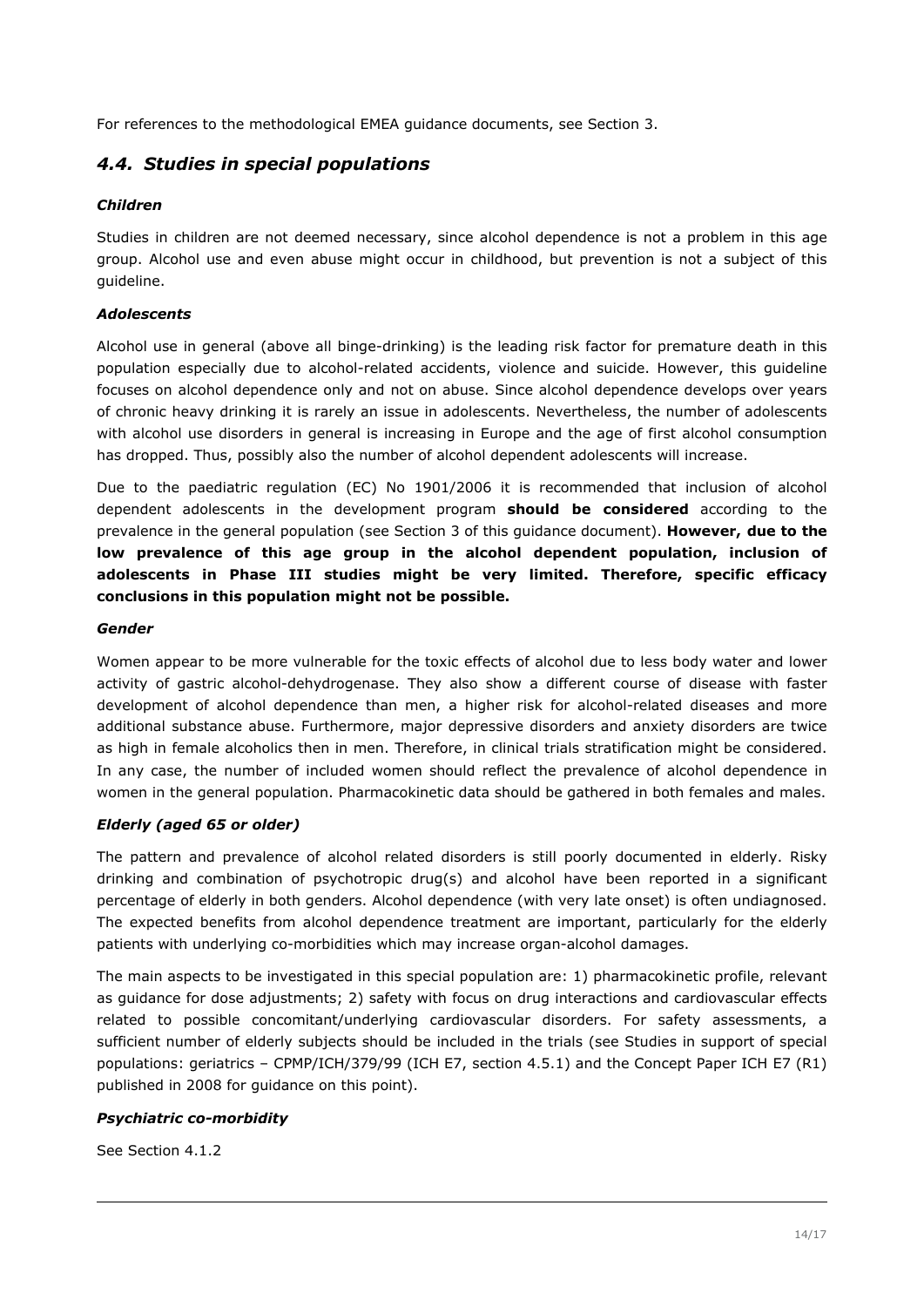For references to the methodological EMEA guidance documents, see Section 3.

## *4.4. Studies in special populations*

***Children***

Studies in children are not deemed necessary, since alcohol dependence is not a problem in this age group. Alcohol use and even abuse might occur in childhood, but prevention is not a subject of this guideline.

***Adolescents***

Alcohol use in general (above all binge-drinking) is the leading risk factor for premature death in this population especially due to alcohol-related accidents, violence and suicide. However, this guideline focuses on alcohol dependence only and not on abuse. Since alcohol dependence develops over years of chronic heavy drinking it is rarely an issue in adolescents. Nevertheless, the number of adolescents with alcohol use disorders in general is increasing in Europe and the age of first alcohol consumption has dropped. Thus, possibly also the number of alcohol dependent adolescents will increase.

Due to the paediatric regulation (EC) No 1901/2006 it is recommended that inclusion of alcohol dependent adolescents in the development program **should be considered** according to the prevalence in the general population (see Section 3 of this guidance document). **However, due to the low prevalence of this age group in the alcohol dependent population, inclusion of adolescents in Phase III studies might be very limited. Therefore, specific efficacy conclusions in this population might not be possible.**

***Gender***

Women appear to be more vulnerable for the toxic effects of alcohol due to less body water and lower activity of gastric alcohol-dehydrogenase. They also show a different course of disease with faster development of alcohol dependence than men, a higher risk for alcohol-related diseases and more additional substance abuse. Furthermore, major depressive disorders and anxiety disorders are twice as high in female alcoholics then in men. Therefore, in clinical trials stratification might be considered. In any case, the number of included women should reflect the prevalence of alcohol dependence in women in the general population. Pharmacokinetic data should be gathered in both females and males.

***Elderly (aged 65 or older)***

The pattern and prevalence of alcohol related disorders is still poorly documented in elderly. Risky drinking and combination of psychotropic drug(s) and alcohol have been reported in a significant percentage of elderly in both genders. Alcohol dependence (with very late onset) is often undiagnosed. The expected benefits from alcohol dependence treatment are important, particularly for the elderly patients with underlying co-morbidities which may increase organ-alcohol damages.

The main aspects to be investigated in this special population are: 1) pharmacokinetic profile, relevant as guidance for dose adjustments; 2) safety with focus on drug interactions and cardiovascular effects related to possible concomitant/underlying cardiovascular disorders. For safety assessments, a sufficient number of elderly subjects should be included in the trials (see Studies in support of special populations: geriatrics – CPMP/ICH/379/99 (ICH E7, section 4.5.1) and the Concept Paper ICH E7 (R1) published in 2008 for guidance on this point).

***Psychiatric co-morbidity***

See Section 4.1.2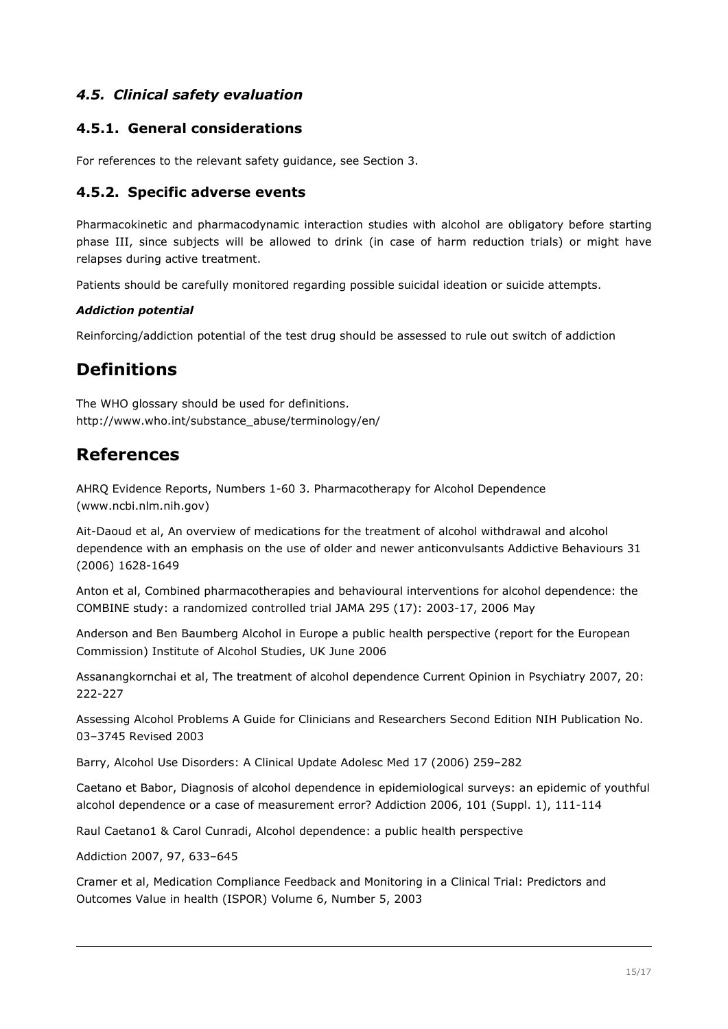### *4.5. Clinical safety evaluation*

### 4.5.1. General considerations

For references to the relevant safety guidance, see Section 3.

### 4.5.2. Specific adverse events

Pharmacokinetic and pharmacodynamic interaction studies with alcohol are obligatory before starting phase III, since subjects will be allowed to drink (in case of harm reduction trials) or might have relapses during active treatment.

Patients should be carefully monitored regarding possible suicidal ideation or suicide attempts.

***Addiction potential***

Reinforcing/addiction potential of the test drug should be assessed to rule out switch of addiction

## Definitions

The WHO glossary should be used for definitions.
http://www.who.int/substance_abuse/terminology/en/

## References

AHRQ Evidence Reports, Numbers 1-60 3. Pharmacotherapy for Alcohol Dependence (www.ncbi.nlm.nih.gov)

Ait-Daoud et al, An overview of medications for the treatment of alcohol withdrawal and alcohol dependence with an emphasis on the use of older and newer anticonvulsants Addictive Behaviours 31 (2006) 1628-1649

Anton et al, Combined pharmacotherapies and behavioural interventions for alcohol dependence: the COMBINE study: a randomized controlled trial JAMA 295 (17): 2003-17, 2006 May

Anderson and Ben Baumberg Alcohol in Europe a public health perspective (report for the European Commission) Institute of Alcohol Studies, UK June 2006

Assanangkornchai et al, The treatment of alcohol dependence Current Opinion in Psychiatry 2007, 20: 222-227

Assessing Alcohol Problems A Guide for Clinicians and Researchers Second Edition NIH Publication No. 03–3745 Revised 2003

Barry, Alcohol Use Disorders: A Clinical Update Adolesc Med 17 (2006) 259–282

Caetano et Babor, Diagnosis of alcohol dependence in epidemiological surveys: an epidemic of youthful alcohol dependence or a case of measurement error? Addiction 2006, 101 (Suppl. 1), 111-114

Raul Caetano1 & Carol Cunradi, Alcohol dependence: a public health perspective

Addiction 2007, 97, 633–645

Cramer et al, Medication Compliance Feedback and Monitoring in a Clinical Trial: Predictors and Outcomes Value in health (ISPOR) Volume 6, Number 5, 2003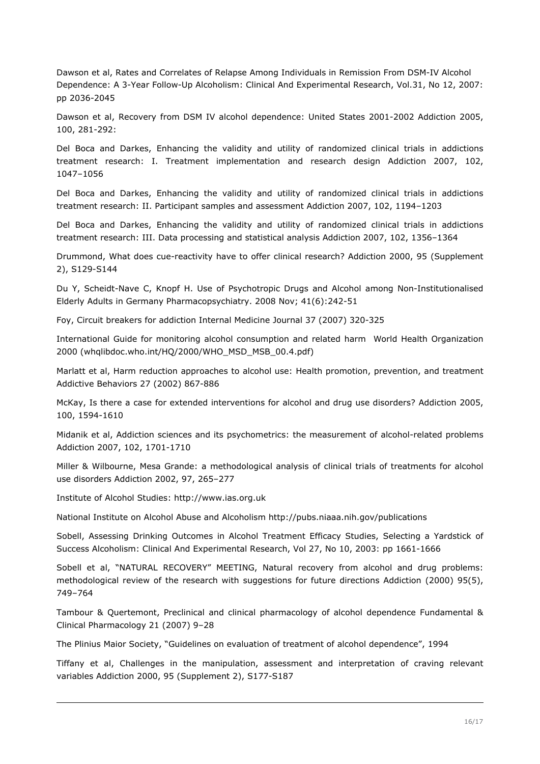Dawson et al, Rates and Correlates of Relapse Among Individuals in Remission From DSM-IV Alcohol Dependence: A 3-Year Follow-Up Alcoholism: Clinical And Experimental Research, Vol.31, No 12, 2007: pp 2036-2045

Dawson et al, Recovery from DSM IV alcohol dependence: United States 2001-2002 Addiction 2005, 100, 281-292:

Del Boca and Darkes, Enhancing the validity and utility of randomized clinical trials in addictions treatment research: I. Treatment implementation and research design Addiction 2007, 102, 1047–1056

Del Boca and Darkes, Enhancing the validity and utility of randomized clinical trials in addictions treatment research: II. Participant samples and assessment Addiction 2007, 102, 1194–1203

Del Boca and Darkes, Enhancing the validity and utility of randomized clinical trials in addictions treatment research: III. Data processing and statistical analysis Addiction 2007, 102, 1356–1364

Drummond, What does cue-reactivity have to offer clinical research? Addiction 2000, 95 (Supplement 2), S129-S144

Du Y, Scheidt-Nave C, Knopf H. Use of Psychotropic Drugs and Alcohol among Non-Institutionalised Elderly Adults in Germany Pharmacopsychiatry. 2008 Nov; 41(6):242-51

Foy, Circuit breakers for addiction Internal Medicine Journal 37 (2007) 320-325

International Guide for monitoring alcohol consumption and related harm World Health Organization 2000 (whqlibdoc.who.int/HQ/2000/WHO_MSD_MSB_00.4.pdf)

Marlatt et al, Harm reduction approaches to alcohol use: Health promotion, prevention, and treatment Addictive Behaviors 27 (2002) 867-886

McKay, Is there a case for extended interventions for alcohol and drug use disorders? Addiction 2005, 100, 1594-1610

Midanik et al, Addiction sciences and its psychometrics: the measurement of alcohol-related problems Addiction 2007, 102, 1701-1710

Miller & Wilbourne, Mesa Grande: a methodological analysis of clinical trials of treatments for alcohol use disorders Addiction 2002, 97, 265–277

Institute of Alcohol Studies: http://www.ias.org.uk

National Institute on Alcohol Abuse and Alcoholism http://pubs.niaaa.nih.gov/publications

Sobell, Assessing Drinking Outcomes in Alcohol Treatment Efficacy Studies, Selecting a Yardstick of Success Alcoholism: Clinical And Experimental Research, Vol 27, No 10, 2003: pp 1661-1666

Sobell et al, "NATURAL RECOVERY" MEETING, Natural recovery from alcohol and drug problems: methodological review of the research with suggestions for future directions Addiction (2000) 95(5), 749–764

Tambour & Quertemont, Preclinical and clinical pharmacology of alcohol dependence Fundamental & Clinical Pharmacology 21 (2007) 9–28

The Plinius Maior Society, "Guidelines on evaluation of treatment of alcohol dependence", 1994

Tiffany et al, Challenges in the manipulation, assessment and interpretation of craving relevant variables Addiction 2000, 95 (Supplement 2), S177-S187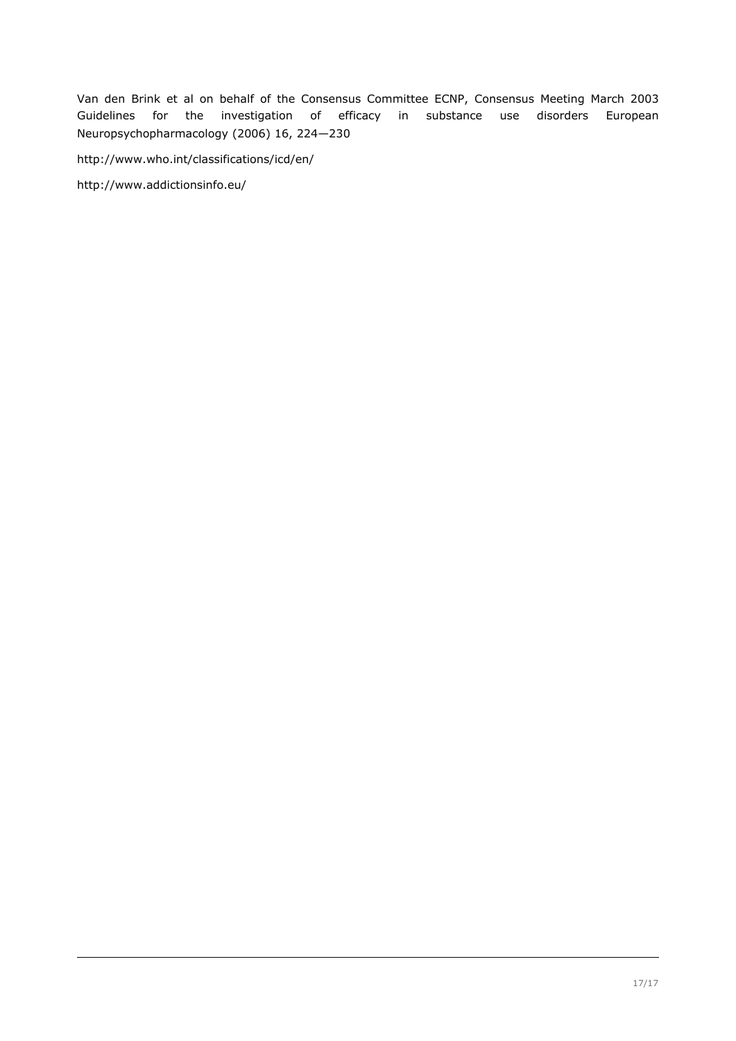Van den Brink et al on behalf of the Consensus Committee ECNP, Consensus Meeting March 2003 Guidelines for the investigation of efficacy in substance use disorders European Neuropsychopharmacology (2006) 16, 224—230

http://www.who.int/classifications/icd/en/

http://www.addictionsinfo.eu/